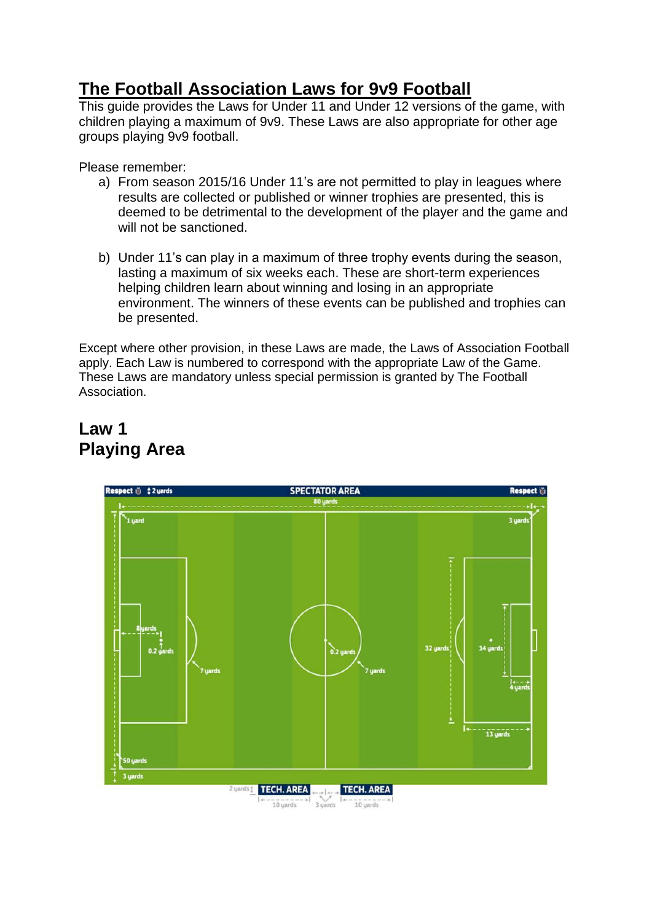# The Football Association Laws for 9v9 Football

This guide provides the Laws for Under 11 and Under 12 versions of the game, with children playing a maximum of 9v9. These Laws are also appropriate for other age groups playing 9v9 football.

Please remember:

a) From season 2015/16 Under 11's are not permitted to play in leagues where results are collected or published or winner trophies are presented, this is deemed to be detrimental to the development of the player and the game and will not be sanctioned.

b) Under 11's can play in a maximum of three trophy events during the season, lasting a maximum of six weeks each. These are short-term experiences helping children learn about winning and losing in an appropriate environment. The winners of these events can be published and trophies can be presented.

Except where other provision, in these Laws are made, the Laws of Association Football apply. Each Law is numbered to correspond with the appropriate Law of the Game. These Laws are mandatory unless special permission is granted by The Football Association.

## Law 1
## Playing Area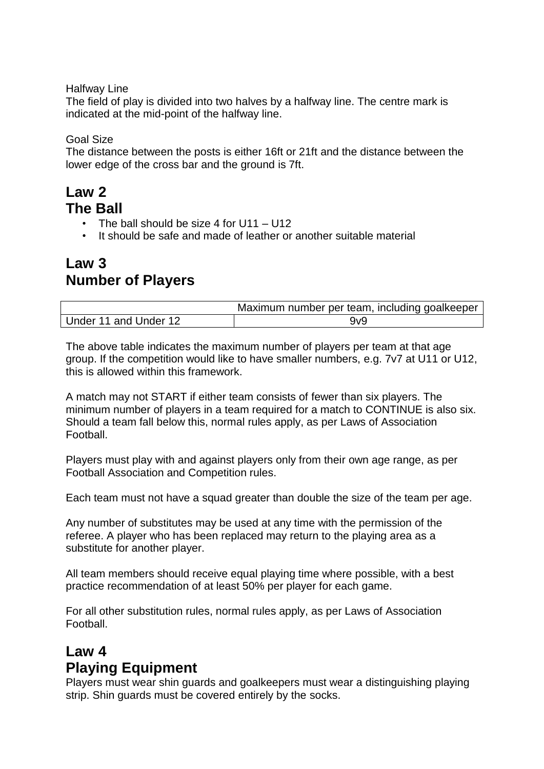Halfway Line

The field of play is divided into two halves by a halfway line. The centre mark is indicated at the mid-point of the halfway line.

Goal Size

The distance between the posts is either 16ft or 21ft and the distance between the lower edge of the cross bar and the ground is 7ft.

## Law 2
## The Ball

- The ball should be size 4 for U11 – U12
- It should be safe and made of leather or another suitable material

## Law 3
## Number of Players

| | Maximum number per team, including goalkeeper |
|---|---|
| Under 11 and Under 12 | 9v9 |

The above table indicates the maximum number of players per team at that age group. If the competition would like to have smaller numbers, e.g. 7v7 at U11 or U12, this is allowed within this framework.

A match may not START if either team consists of fewer than six players. The minimum number of players in a team required for a match to CONTINUE is also six. Should a team fall below this, normal rules apply, as per Laws of Association Football.

Players must play with and against players only from their own age range, as per Football Association and Competition rules.

Each team must not have a squad greater than double the size of the team per age.

Any number of substitutes may be used at any time with the permission of the referee. A player who has been replaced may return to the playing area as a substitute for another player.

All team members should receive equal playing time where possible, with a best practice recommendation of at least 50% per player for each game.

For all other substitution rules, normal rules apply, as per Laws of Association Football.

## Law 4
## Playing Equipment

Players must wear shin guards and goalkeepers must wear a distinguishing playing strip. Shin guards must be covered entirely by the socks.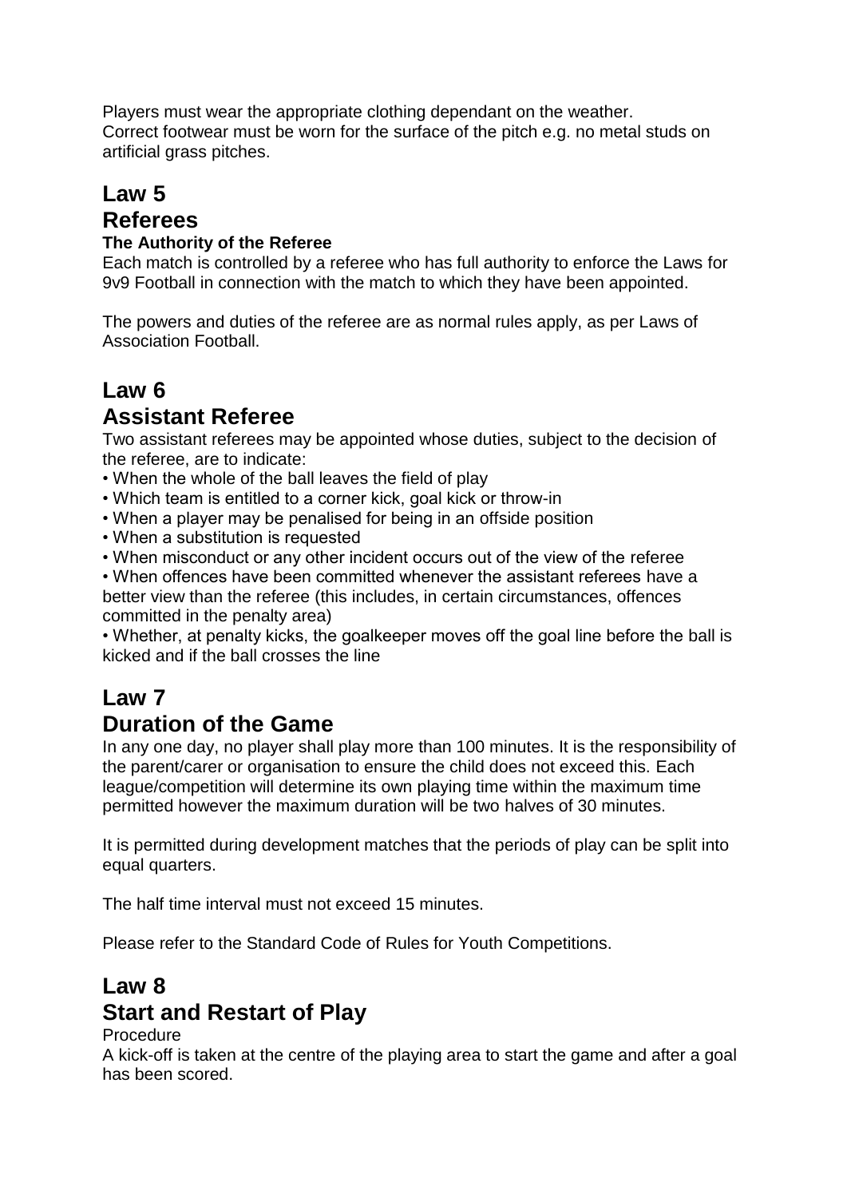Players must wear the appropriate clothing dependant on the weather.
Correct footwear must be worn for the surface of the pitch e.g. no metal studs on artificial grass pitches.

# Law 5
# Referees

**The Authority of the Referee**

Each match is controlled by a referee who has full authority to enforce the Laws for 9v9 Football in connection with the match to which they have been appointed.

The powers and duties of the referee are as normal rules apply, as per Laws of Association Football.

# Law 6
# Assistant Referee

Two assistant referees may be appointed whose duties, subject to the decision of the referee, are to indicate:

- When the whole of the ball leaves the field of play
- Which team is entitled to a corner kick, goal kick or throw-in
- When a player may be penalised for being in an offside position
- When a substitution is requested
- When misconduct or any other incident occurs out of the view of the referee
- When offences have been committed whenever the assistant referees have a better view than the referee (this includes, in certain circumstances, offences committed in the penalty area)
- Whether, at penalty kicks, the goalkeeper moves off the goal line before the ball is kicked and if the ball crosses the line

# Law 7
# Duration of the Game

In any one day, no player shall play more than 100 minutes. It is the responsibility of the parent/carer or organisation to ensure the child does not exceed this. Each league/competition will determine its own playing time within the maximum time permitted however the maximum duration will be two halves of 30 minutes.

It is permitted during development matches that the periods of play can be split into equal quarters.

The half time interval must not exceed 15 minutes.

Please refer to the Standard Code of Rules for Youth Competitions.

# Law 8
# Start and Restart of Play

Procedure

A kick-off is taken at the centre of the playing area to start the game and after a goal has been scored.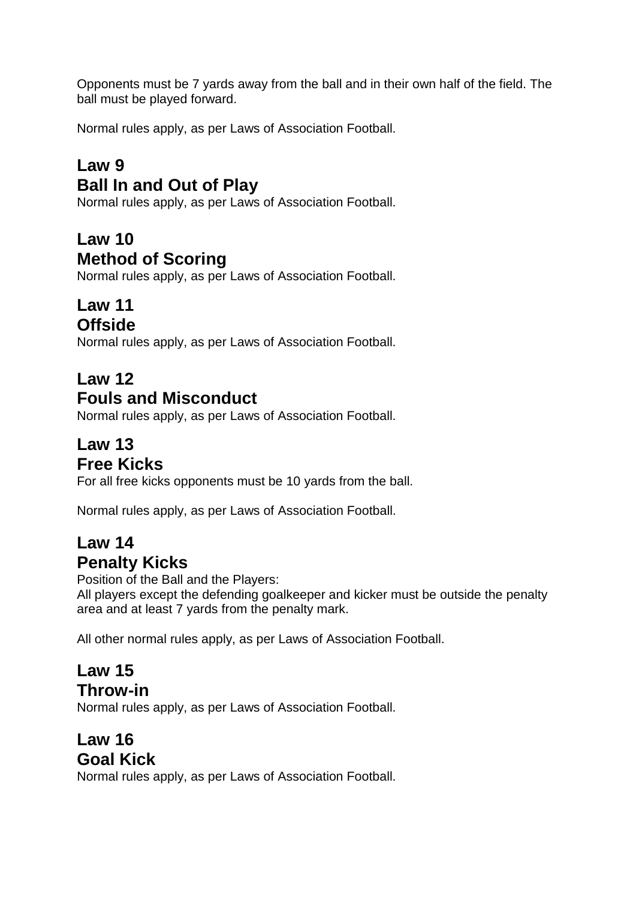Opponents must be 7 yards away from the ball and in their own half of the field. The ball must be played forward.

Normal rules apply, as per Laws of Association Football.

## Law 9
## Ball In and Out of Play

Normal rules apply, as per Laws of Association Football.

## Law 10
## Method of Scoring

Normal rules apply, as per Laws of Association Football.

## Law 11
## Offside

Normal rules apply, as per Laws of Association Football.

## Law 12
## Fouls and Misconduct

Normal rules apply, as per Laws of Association Football.

## Law 13
## Free Kicks

For all free kicks opponents must be 10 yards from the ball.

Normal rules apply, as per Laws of Association Football.

## Law 14
## Penalty Kicks

Position of the Ball and the Players:
All players except the defending goalkeeper and kicker must be outside the penalty area and at least 7 yards from the penalty mark.

All other normal rules apply, as per Laws of Association Football.

## Law 15
## Throw-in

Normal rules apply, as per Laws of Association Football.

## Law 16
## Goal Kick

Normal rules apply, as per Laws of Association Football.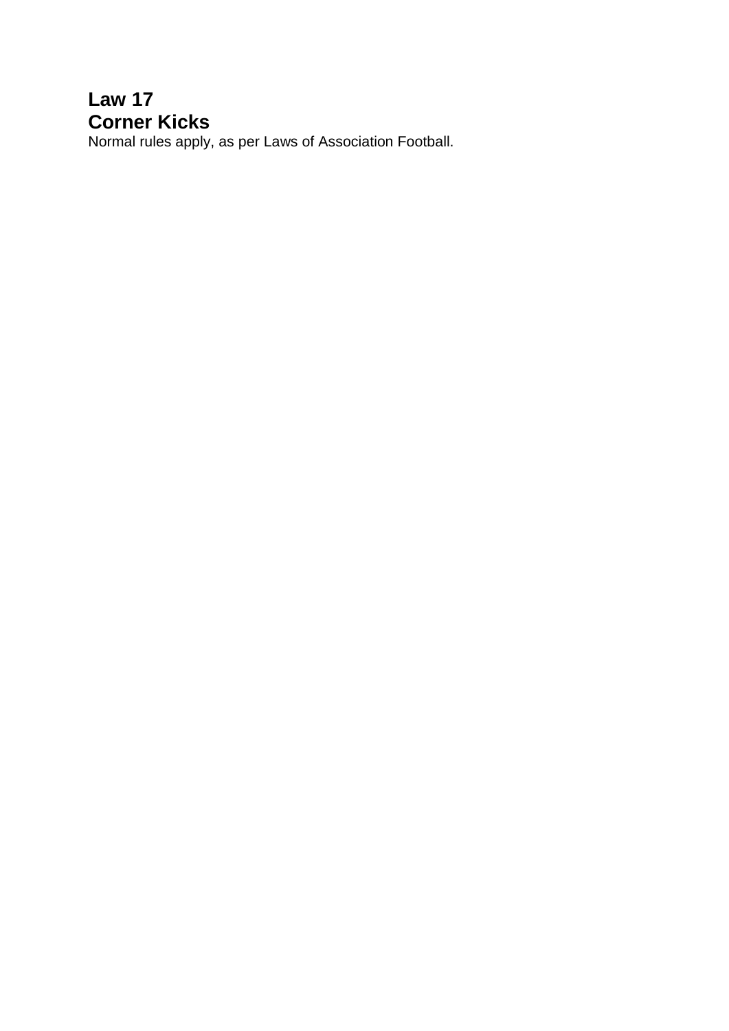## Law 17
## Corner Kicks

Normal rules apply, as per Laws of Association Football.